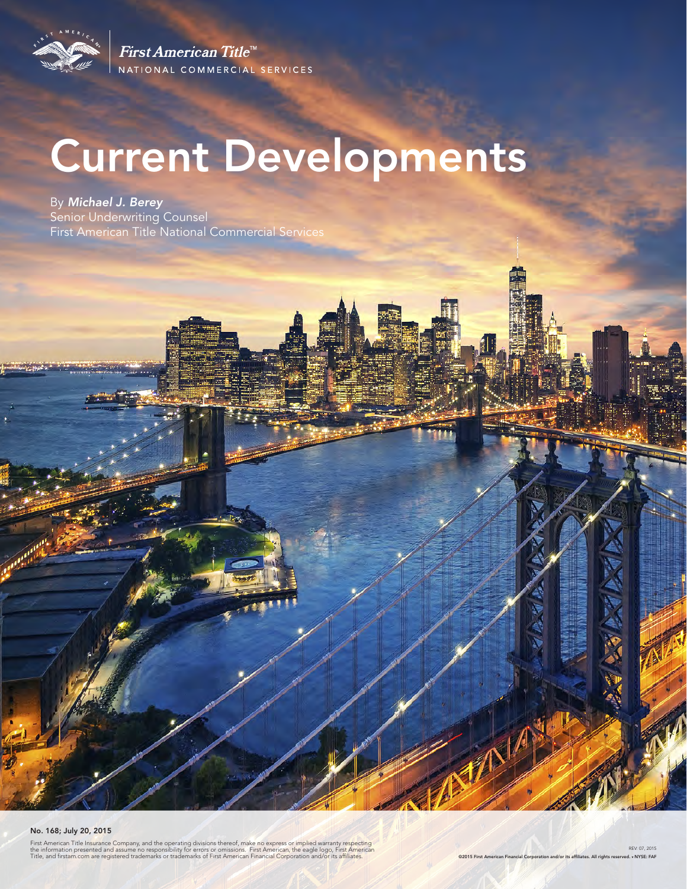First American Title™
NATIONAL COMMERCIAL SERVICES

# Current Developments

By ***Michael J. Berey***
Senior Underwriting Counsel
First American Title National Commercial Services

**No. 168; July 20, 2015**

First American Title Insurance Company, and the operating divisions thereof, make no express or implied warranty respecting the information presented and assume no responsibility for errors or omissions. First American, the eagle logo, First American Title, and firstam.com are registered trademarks or trademarks of First American Financial Corporation and/or its affiliates.

REV 07, 2015
©2015 First American Financial Corporation and/or its affiliates. All rights reserved. • NYSE: FAF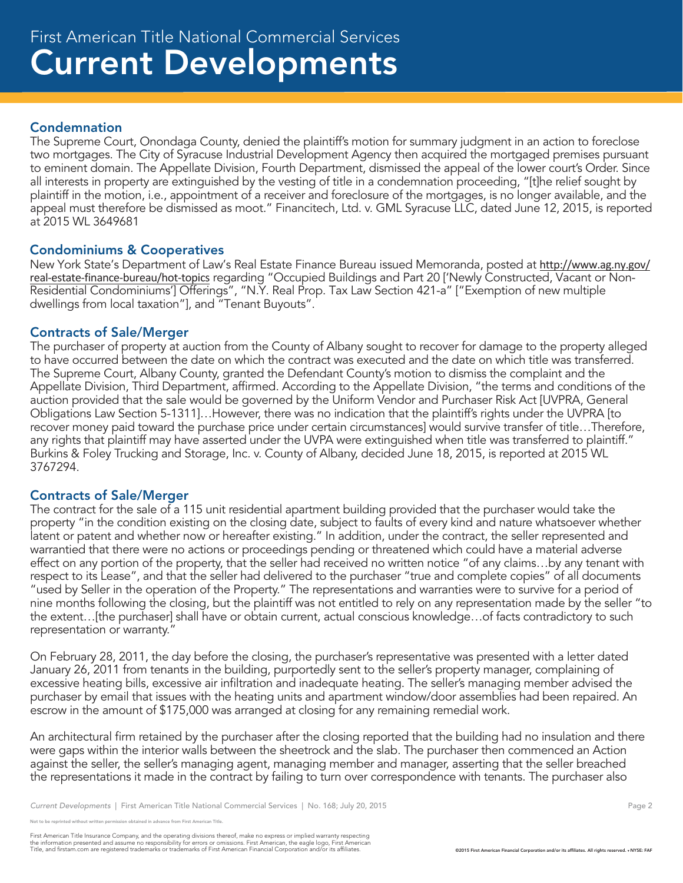## Condemnation

The Supreme Court, Onondaga County, denied the plaintiff's motion for summary judgment in an action to foreclose two mortgages. The City of Syracuse Industrial Development Agency then acquired the mortgaged premises pursuant to eminent domain. The Appellate Division, Fourth Department, dismissed the appeal of the lower court's Order. Since all interests in property are extinguished by the vesting of title in a condemnation proceeding, "[t]he relief sought by plaintiff in the motion, i.e., appointment of a receiver and foreclosure of the mortgages, is no longer available, and the appeal must therefore be dismissed as moot." Financitech, Ltd. v. GML Syracuse LLC, dated June 12, 2015, is reported at 2015 WL 3649681

## Condominiums & Cooperatives

New York State's Department of Law's Real Estate Finance Bureau issued Memoranda, posted at http://www.ag.ny.gov/real-estate-finance-bureau/hot-topics regarding "Occupied Buildings and Part 20 ['Newly Constructed, Vacant or Non-Residential Condominiums'] Offerings", "N.Y. Real Prop. Tax Law Section 421-a" ["Exemption of new multiple dwellings from local taxation"], and "Tenant Buyouts".

## Contracts of Sale/Merger

The purchaser of property at auction from the County of Albany sought to recover for damage to the property alleged to have occurred between the date on which the contract was executed and the date on which title was transferred. The Supreme Court, Albany County, granted the Defendant County's motion to dismiss the complaint and the Appellate Division, Third Department, affirmed. According to the Appellate Division, "the terms and conditions of the auction provided that the sale would be governed by the Uniform Vendor and Purchaser Risk Act [UVPRA, General Obligations Law Section 5-1311]…However, there was no indication that the plaintiff's rights under the UVPRA [to recover money paid toward the purchase price under certain circumstances] would survive transfer of title…Therefore, any rights that plaintiff may have asserted under the UVPA were extinguished when title was transferred to plaintiff." Burkins & Foley Trucking and Storage, Inc. v. County of Albany, decided June 18, 2015, is reported at 2015 WL 3767294.

## Contracts of Sale/Merger

The contract for the sale of a 115 unit residential apartment building provided that the purchaser would take the property "in the condition existing on the closing date, subject to faults of every kind and nature whatsoever whether latent or patent and whether now or hereafter existing." In addition, under the contract, the seller represented and warrantied that there were no actions or proceedings pending or threatened which could have a material adverse effect on any portion of the property, that the seller had received no written notice "of any claims…by any tenant with respect to its Lease", and that the seller had delivered to the purchaser "true and complete copies" of all documents "used by Seller in the operation of the Property." The representations and warranties were to survive for a period of nine months following the closing, but the plaintiff was not entitled to rely on any representation made by the seller "to the extent…[the purchaser] shall have or obtain current, actual conscious knowledge…of facts contradictory to such representation or warranty."

On February 28, 2011, the day before the closing, the purchaser's representative was presented with a letter dated January 26, 2011 from tenants in the building, purportedly sent to the seller's property manager, complaining of excessive heating bills, excessive air infiltration and inadequate heating. The seller's managing member advised the purchaser by email that issues with the heating units and apartment window/door assemblies had been repaired. An escrow in the amount of $175,000 was arranged at closing for any remaining remedial work.

An architectural firm retained by the purchaser after the closing reported that the building had no insulation and there were gaps within the interior walls between the sheetrock and the slab. The purchaser then commenced an Action against the seller, the seller's managing agent, managing member and manager, asserting that the seller breached the representations it made in the contract by failing to turn over correspondence with tenants. The purchaser also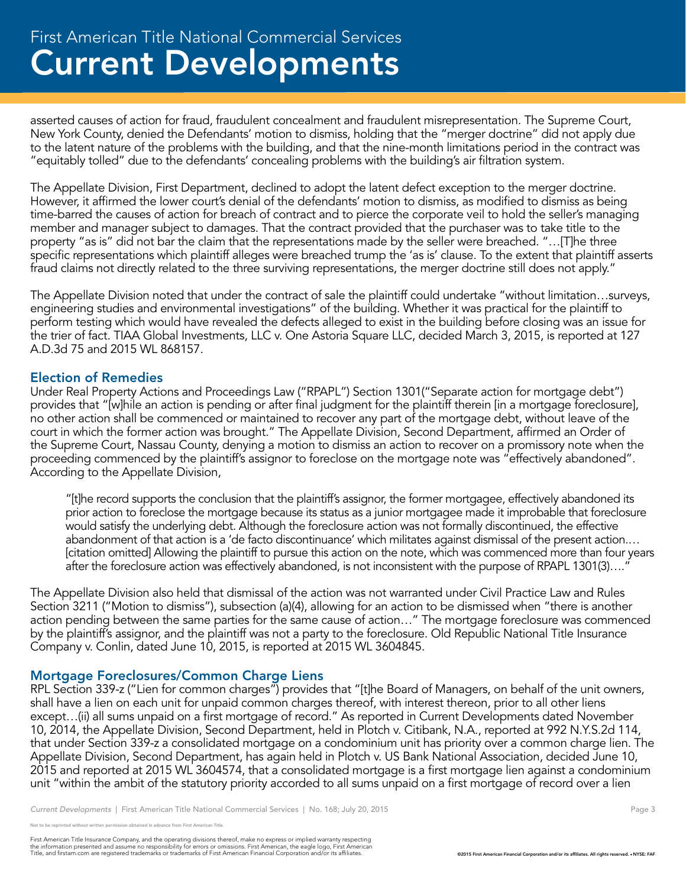asserted causes of action for fraud, fraudulent concealment and fraudulent misrepresentation. The Supreme Court, New York County, denied the Defendants' motion to dismiss, holding that the "merger doctrine" did not apply due to the latent nature of the problems with the building, and that the nine-month limitations period in the contract was "equitably tolled" due to the defendants' concealing problems with the building's air filtration system.

The Appellate Division, First Department, declined to adopt the latent defect exception to the merger doctrine. However, it affirmed the lower court's denial of the defendants' motion to dismiss, as modified to dismiss as being time-barred the causes of action for breach of contract and to pierce the corporate veil to hold the seller's managing member and manager subject to damages. That the contract provided that the purchaser was to take title to the property "as is" did not bar the claim that the representations made by the seller were breached. "…[T]he three specific representations which plaintiff alleges were breached trump the 'as is' clause. To the extent that plaintiff asserts fraud claims not directly related to the three surviving representations, the merger doctrine still does not apply."

The Appellate Division noted that under the contract of sale the plaintiff could undertake "without limitation…surveys, engineering studies and environmental investigations" of the building. Whether it was practical for the plaintiff to perform testing which would have revealed the defects alleged to exist in the building before closing was an issue for the trier of fact. TIAA Global Investments, LLC v. One Astoria Square LLC, decided March 3, 2015, is reported at 127 A.D.3d 75 and 2015 WL 868157.

## Election of Remedies

Under Real Property Actions and Proceedings Law ("RPAPL") Section 1301("Separate action for mortgage debt") provides that "[w]hile an action is pending or after final judgment for the plaintiff therein [in a mortgage foreclosure], no other action shall be commenced or maintained to recover any part of the mortgage debt, without leave of the court in which the former action was brought." The Appellate Division, Second Department, affirmed an Order of the Supreme Court, Nassau County, denying a motion to dismiss an action to recover on a promissory note when the proceeding commenced by the plaintiff's assignor to foreclose on the mortgage note was "effectively abandoned". According to the Appellate Division,

> "[t]he record supports the conclusion that the plaintiff's assignor, the former mortgagee, effectively abandoned its prior action to foreclose the mortgage because its status as a junior mortgagee made it improbable that foreclosure would satisfy the underlying debt. Although the foreclosure action was not formally discontinued, the effective abandonment of that action is a 'de facto discontinuance' which militates against dismissal of the present action.… [citation omitted] Allowing the plaintiff to pursue this action on the note, which was commenced more than four years after the foreclosure action was effectively abandoned, is not inconsistent with the purpose of RPAPL 1301(3)…."

The Appellate Division also held that dismissal of the action was not warranted under Civil Practice Law and Rules Section 3211 ("Motion to dismiss"), subsection (a)(4), allowing for an action to be dismissed when "there is another action pending between the same parties for the same cause of action…" The mortgage foreclosure was commenced by the plaintiff's assignor, and the plaintiff was not a party to the foreclosure. Old Republic National Title Insurance Company v. Conlin, dated June 10, 2015, is reported at 2015 WL 3604845.

## Mortgage Foreclosures/Common Charge Liens

RPL Section 339-z ("Lien for common charges") provides that "[t]he Board of Managers, on behalf of the unit owners, shall have a lien on each unit for unpaid common charges thereof, with interest thereon, prior to all other liens except…(ii) all sums unpaid on a first mortgage of record." As reported in Current Developments dated November 10, 2014, the Appellate Division, Second Department, held in Plotch v. Citibank, N.A., reported at 992 N.Y.S.2d 114, that under Section 339-z a consolidated mortgage on a condominium unit has priority over a common charge lien. The Appellate Division, Second Department, has again held in Plotch v. US Bank National Association, decided June 10, 2015 and reported at 2015 WL 3604574, that a consolidated mortgage is a first mortgage lien against a condominium unit "within the ambit of the statutory priority accorded to all sums unpaid on a first mortgage of record over a lien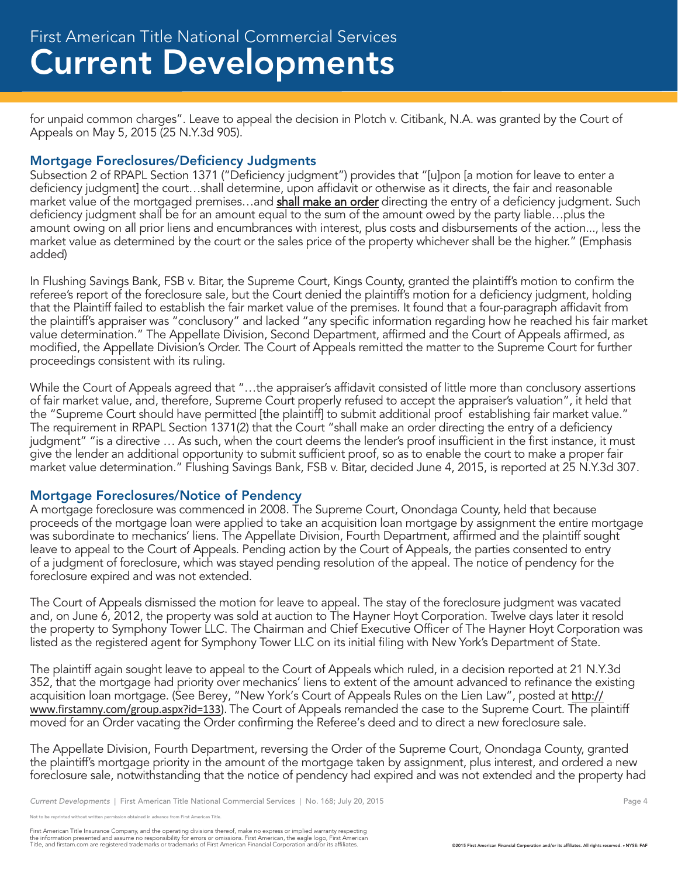for unpaid common charges". Leave to appeal the decision in Plotch v. Citibank, N.A. was granted by the Court of Appeals on May 5, 2015 (25 N.Y.3d 905).

## Mortgage Foreclosures/Deficiency Judgments

Subsection 2 of RPAPL Section 1371 ("Deficiency judgment") provides that "[u]pon [a motion for leave to enter a deficiency judgment] the court…shall determine, upon affidavit or otherwise as it directs, the fair and reasonable market value of the mortgaged premises…and **shall make an order** directing the entry of a deficiency judgment. Such deficiency judgment shall be for an amount equal to the sum of the amount owed by the party liable…plus the amount owing on all prior liens and encumbrances with interest, plus costs and disbursements of the action..., less the market value as determined by the court or the sales price of the property whichever shall be the higher." (Emphasis added)

In Flushing Savings Bank, FSB v. Bitar, the Supreme Court, Kings County, granted the plaintiff's motion to confirm the referee's report of the foreclosure sale, but the Court denied the plaintiff's motion for a deficiency judgment, holding that the Plaintiff failed to establish the fair market value of the premises. It found that a four-paragraph affidavit from the plaintiff's appraiser was "conclusory" and lacked "any specific information regarding how he reached his fair market value determination." The Appellate Division, Second Department, affirmed and the Court of Appeals affirmed, as modified, the Appellate Division's Order. The Court of Appeals remitted the matter to the Supreme Court for further proceedings consistent with its ruling.

While the Court of Appeals agreed that "…the appraiser's affidavit consisted of little more than conclusory assertions of fair market value, and, therefore, Supreme Court properly refused to accept the appraiser's valuation", it held that the "Supreme Court should have permitted [the plaintiff] to submit additional proof establishing fair market value." The requirement in RPAPL Section 1371(2) that the Court "shall make an order directing the entry of a deficiency judgment" "is a directive … As such, when the court deems the lender's proof insufficient in the first instance, it must give the lender an additional opportunity to submit sufficient proof, so as to enable the court to make a proper fair market value determination." Flushing Savings Bank, FSB v. Bitar, decided June 4, 2015, is reported at 25 N.Y.3d 307.

## Mortgage Foreclosures/Notice of Pendency

A mortgage foreclosure was commenced in 2008. The Supreme Court, Onondaga County, held that because proceeds of the mortgage loan were applied to take an acquisition loan mortgage by assignment the entire mortgage was subordinate to mechanics' liens. The Appellate Division, Fourth Department, affirmed and the plaintiff sought leave to appeal to the Court of Appeals. Pending action by the Court of Appeals, the parties consented to entry of a judgment of foreclosure, which was stayed pending resolution of the appeal. The notice of pendency for the foreclosure expired and was not extended.

The Court of Appeals dismissed the motion for leave to appeal. The stay of the foreclosure judgment was vacated and, on June 6, 2012, the property was sold at auction to The Hayner Hoyt Corporation. Twelve days later it resold the property to Symphony Tower LLC. The Chairman and Chief Executive Officer of The Hayner Hoyt Corporation was listed as the registered agent for Symphony Tower LLC on its initial filing with New York's Department of State.

The plaintiff again sought leave to appeal to the Court of Appeals which ruled, in a decision reported at 21 N.Y.3d 352, that the mortgage had priority over mechanics' liens to extent of the amount advanced to refinance the existing acquisition loan mortgage. (See Berey, "New York's Court of Appeals Rules on the Lien Law", posted at http://www.firstamny.com/group.aspx?id=133). The Court of Appeals remanded the case to the Supreme Court. The plaintiff moved for an Order vacating the Order confirming the Referee's deed and to direct a new foreclosure sale.

The Appellate Division, Fourth Department, reversing the Order of the Supreme Court, Onondaga County, granted the plaintiff's mortgage priority in the amount of the mortgage taken by assignment, plus interest, and ordered a new foreclosure sale, notwithstanding that the notice of pendency had expired and was not extended and the property had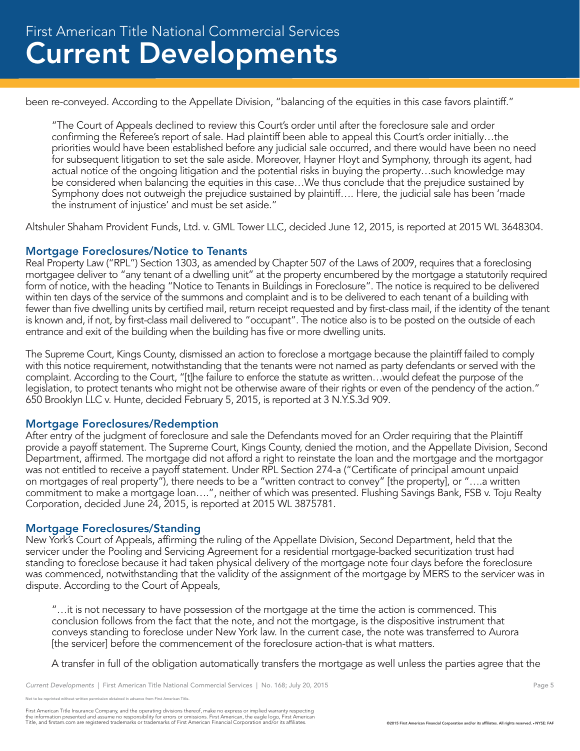been re-conveyed. According to the Appellate Division, "balancing of the equities in this case favors plaintiff."

> "The Court of Appeals declined to review this Court's order until after the foreclosure sale and order confirming the Referee's report of sale. Had plaintiff been able to appeal this Court's order initially…the priorities would have been established before any judicial sale occurred, and there would have been no need for subsequent litigation to set the sale aside. Moreover, Hayner Hoyt and Symphony, through its agent, had actual notice of the ongoing litigation and the potential risks in buying the property…such knowledge may be considered when balancing the equities in this case…We thus conclude that the prejudice sustained by Symphony does not outweigh the prejudice sustained by plaintiff…. Here, the judicial sale has been 'made the instrument of injustice' and must be set aside."

Altshuler Shaham Provident Funds, Ltd. v. GML Tower LLC, decided June 12, 2015, is reported at 2015 WL 3648304.

### Mortgage Foreclosures/Notice to Tenants

Real Property Law ("RPL") Section 1303, as amended by Chapter 507 of the Laws of 2009, requires that a foreclosing mortgagee deliver to "any tenant of a dwelling unit" at the property encumbered by the mortgage a statutorily required form of notice, with the heading "Notice to Tenants in Buildings in Foreclosure". The notice is required to be delivered within ten days of the service of the summons and complaint and is to be delivered to each tenant of a building with fewer than five dwelling units by certified mail, return receipt requested and by first-class mail, if the identity of the tenant is known and, if not, by first-class mail delivered to "occupant". The notice also is to be posted on the outside of each entrance and exit of the building when the building has five or more dwelling units.

The Supreme Court, Kings County, dismissed an action to foreclose a mortgage because the plaintiff failed to comply with this notice requirement, notwithstanding that the tenants were not named as party defendants or served with the complaint. According to the Court, "[t]he failure to enforce the statute as written…would defeat the purpose of the legislation, to protect tenants who might not be otherwise aware of their rights or even of the pendency of the action." 650 Brooklyn LLC v. Hunte, decided February 5, 2015, is reported at 3 N.Y.S.3d 909.

### Mortgage Foreclosures/Redemption

After entry of the judgment of foreclosure and sale the Defendants moved for an Order requiring that the Plaintiff provide a payoff statement. The Supreme Court, Kings County, denied the motion, and the Appellate Division, Second Department, affirmed. The mortgage did not afford a right to reinstate the loan and the mortgage and the mortgagor was not entitled to receive a payoff statement. Under RPL Section 274-a ("Certificate of principal amount unpaid on mortgages of real property"), there needs to be a "written contract to convey" [the property], or "….a written commitment to make a mortgage loan….", neither of which was presented. Flushing Savings Bank, FSB v. Toju Realty Corporation, decided June 24, 2015, is reported at 2015 WL 3875781.

### Mortgage Foreclosures/Standing

New York's Court of Appeals, affirming the ruling of the Appellate Division, Second Department, held that the servicer under the Pooling and Servicing Agreement for a residential mortgage-backed securitization trust had standing to foreclose because it had taken physical delivery of the mortgage note four days before the foreclosure was commenced, notwithstanding that the validity of the assignment of the mortgage by MERS to the servicer was in dispute. According to the Court of Appeals,

> "…it is not necessary to have possession of the mortgage at the time the action is commenced. This conclusion follows from the fact that the note, and not the mortgage, is the dispositive instrument that conveys standing to foreclose under New York law. In the current case, the note was transferred to Aurora [the servicer] before the commencement of the foreclosure action-that is what matters.
>
> A transfer in full of the obligation automatically transfers the mortgage as well unless the parties agree that the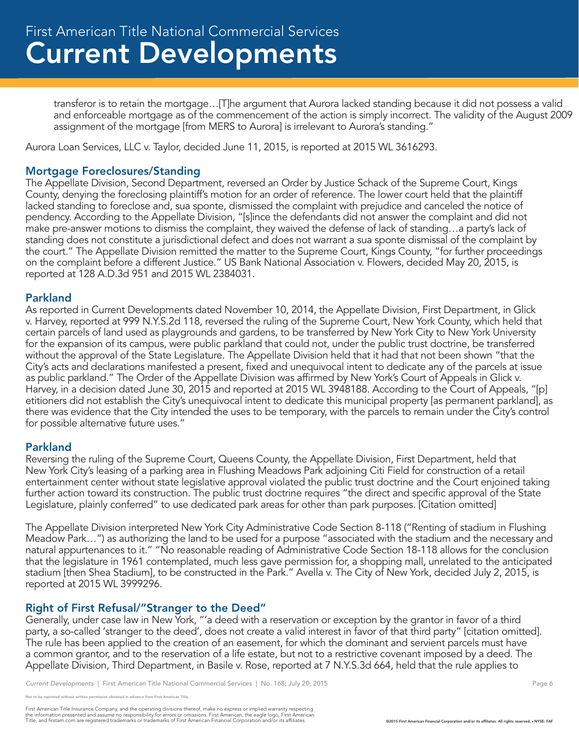transferor is to retain the mortgage…[T]he argument that Aurora lacked standing because it did not possess a valid and enforceable mortgage as of the commencement of the action is simply incorrect. The validity of the August 2009 assignment of the mortgage [from MERS to Aurora] is irrelevant to Aurora's standing."

Aurora Loan Services, LLC v. Taylor, decided June 11, 2015, is reported at 2015 WL 3616293.

### Mortgage Foreclosures/Standing

The Appellate Division, Second Department, reversed an Order by Justice Schack of the Supreme Court, Kings County, denying the foreclosing plaintiff's motion for an order of reference. The lower court held that the plaintiff lacked standing to foreclose and, sua sponte, dismissed the complaint with prejudice and canceled the notice of pendency. According to the Appellate Division, "[s]ince the defendants did not answer the complaint and did not make pre-answer motions to dismiss the complaint, they waived the defense of lack of standing…a party's lack of standing does not constitute a jurisdictional defect and does not warrant a sua sponte dismissal of the complaint by the court." The Appellate Division remitted the matter to the Supreme Court, Kings County, "for further proceedings on the complaint before a different Justice." US Bank National Association v. Flowers, decided May 20, 2015, is reported at 128 A.D.3d 951 and 2015 WL 2384031.

### Parkland

As reported in Current Developments dated November 10, 2014, the Appellate Division, First Department, in Glick v. Harvey, reported at 999 N.Y.S.2d 118, reversed the ruling of the Supreme Court, New York County, which held that certain parcels of land used as playgrounds and gardens, to be transferred by New York City to New York University for the expansion of its campus, were public parkland that could not, under the public trust doctrine, be transferred without the approval of the State Legislature. The Appellate Division held that it had that not been shown "that the City's acts and declarations manifested a present, fixed and unequivocal intent to dedicate any of the parcels at issue as public parkland." The Order of the Appellate Division was affirmed by New York's Court of Appeals in Glick v. Harvey, in a decision dated June 30, 2015 and reported at 2015 WL 3948188. According to the Court of Appeals, "[p]etitioners did not establish the City's unequivocal intent to dedicate this municipal property [as permanent parkland], as there was evidence that the City intended the uses to be temporary, with the parcels to remain under the City's control for possible alternative future uses."

### Parkland

Reversing the ruling of the Supreme Court, Queens County, the Appellate Division, First Department, held that New York City's leasing of a parking area in Flushing Meadows Park adjoining Citi Field for construction of a retail entertainment center without state legislative approval violated the public trust doctrine and the Court enjoined taking further action toward its construction. The public trust doctrine requires "the direct and specific approval of the State Legislature, plainly conferred" to use dedicated park areas for other than park purposes. [Citation omitted]

The Appellate Division interpreted New York City Administrative Code Section 8-118 ("Renting of stadium in Flushing Meadow Park…") as authorizing the land to be used for a purpose "associated with the stadium and the necessary and natural appurtenances to it." "No reasonable reading of Administrative Code Section 18-118 allows for the conclusion that the legislature in 1961 contemplated, much less gave permission for, a shopping mall, unrelated to the anticipated stadium [then Shea Stadium], to be constructed in the Park." Avella v. The City of New York, decided July 2, 2015, is reported at 2015 WL 3999296.

### Right of First Refusal/"Stranger to the Deed"

Generally, under case law in New York, "'a deed with a reservation or exception by the grantor in favor of a third party, a so-called 'stranger to the deed', does not create a valid interest in favor of that third party" [citation omitted]. The rule has been applied to the creation of an easement, for which the dominant and servient parcels must have a common grantor, and to the reservation of a life estate, but not to a restrictive covenant imposed by a deed. The Appellate Division, Third Department, in Basile v. Rose, reported at 7 N.Y.S.3d 664, held that the rule applies to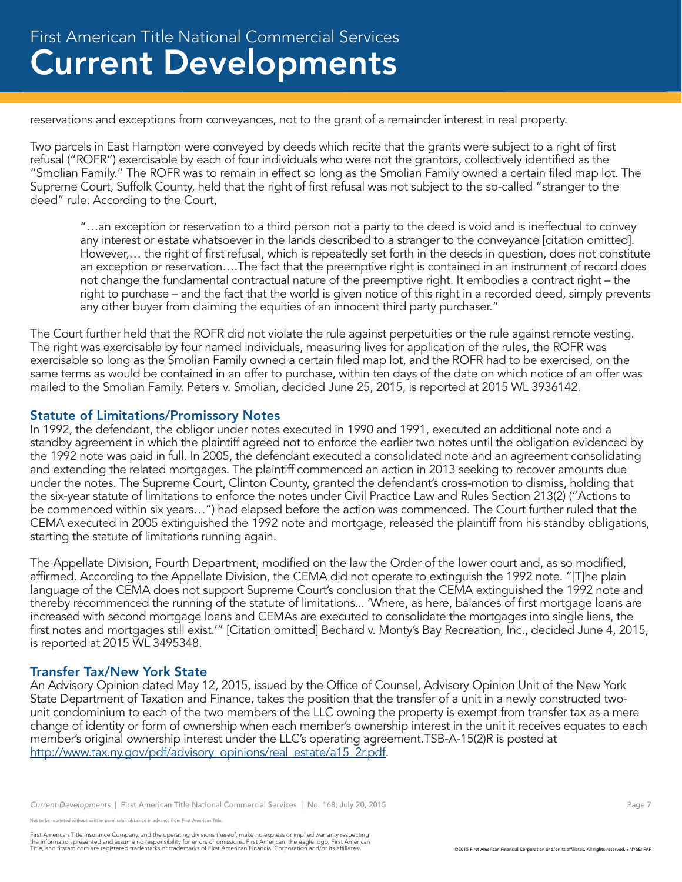reservations and exceptions from conveyances, not to the grant of a remainder interest in real property.

Two parcels in East Hampton were conveyed by deeds which recite that the grants were subject to a right of first refusal ("ROFR") exercisable by each of four individuals who were not the grantors, collectively identified as the "Smolian Family." The ROFR was to remain in effect so long as the Smolian Family owned a certain filed map lot. The Supreme Court, Suffolk County, held that the right of first refusal was not subject to the so-called "stranger to the deed" rule. According to the Court,

> "…an exception or reservation to a third person not a party to the deed is void and is ineffectual to convey any interest or estate whatsoever in the lands described to a stranger to the conveyance [citation omitted]. However,… the right of first refusal, which is repeatedly set forth in the deeds in question, does not constitute an exception or reservation….The fact that the preemptive right is contained in an instrument of record does not change the fundamental contractual nature of the preemptive right. It embodies a contract right – the right to purchase – and the fact that the world is given notice of this right in a recorded deed, simply prevents any other buyer from claiming the equities of an innocent third party purchaser."

The Court further held that the ROFR did not violate the rule against perpetuities or the rule against remote vesting. The right was exercisable by four named individuals, measuring lives for application of the rules, the ROFR was exercisable so long as the Smolian Family owned a certain filed map lot, and the ROFR had to be exercised, on the same terms as would be contained in an offer to purchase, within ten days of the date on which notice of an offer was mailed to the Smolian Family. Peters v. Smolian, decided June 25, 2015, is reported at 2015 WL 3936142.

### Statute of Limitations/Promissory Notes

In 1992, the defendant, the obligor under notes executed in 1990 and 1991, executed an additional note and a standby agreement in which the plaintiff agreed not to enforce the earlier two notes until the obligation evidenced by the 1992 note was paid in full. In 2005, the defendant executed a consolidated note and an agreement consolidating and extending the related mortgages. The plaintiff commenced an action in 2013 seeking to recover amounts due under the notes. The Supreme Court, Clinton County, granted the defendant's cross-motion to dismiss, holding that the six-year statute of limitations to enforce the notes under Civil Practice Law and Rules Section 213(2) ("Actions to be commenced within six years…") had elapsed before the action was commenced. The Court further ruled that the CEMA executed in 2005 extinguished the 1992 note and mortgage, released the plaintiff from his standby obligations, starting the statute of limitations running again.

The Appellate Division, Fourth Department, modified on the law the Order of the lower court and, as so modified, affirmed. According to the Appellate Division, the CEMA did not operate to extinguish the 1992 note. "[T]he plain language of the CEMA does not support Supreme Court's conclusion that the CEMA extinguished the 1992 note and thereby recommenced the running of the statute of limitations... 'Where, as here, balances of first mortgage loans are increased with second mortgage loans and CEMAs are executed to consolidate the mortgages into single liens, the first notes and mortgages still exist.'" [Citation omitted] Bechard v. Monty's Bay Recreation, Inc., decided June 4, 2015, is reported at 2015 WL 3495348.

### Transfer Tax/New York State

An Advisory Opinion dated May 12, 2015, issued by the Office of Counsel, Advisory Opinion Unit of the New York State Department of Taxation and Finance, takes the position that the transfer of a unit in a newly constructed two-unit condominium to each of the two members of the LLC owning the property is exempt from transfer tax as a mere change of identity or form of ownership when each member's ownership interest in the unit it receives equates to each member's original ownership interest under the LLC's operating agreement.TSB-A-15(2)R is posted at [http://www.tax.ny.gov/pdf/advisory_opinions/real_estate/a15_2r.pdf](http://www.tax.ny.gov/pdf/advisory_opinions/real_estate/a15_2r.pdf).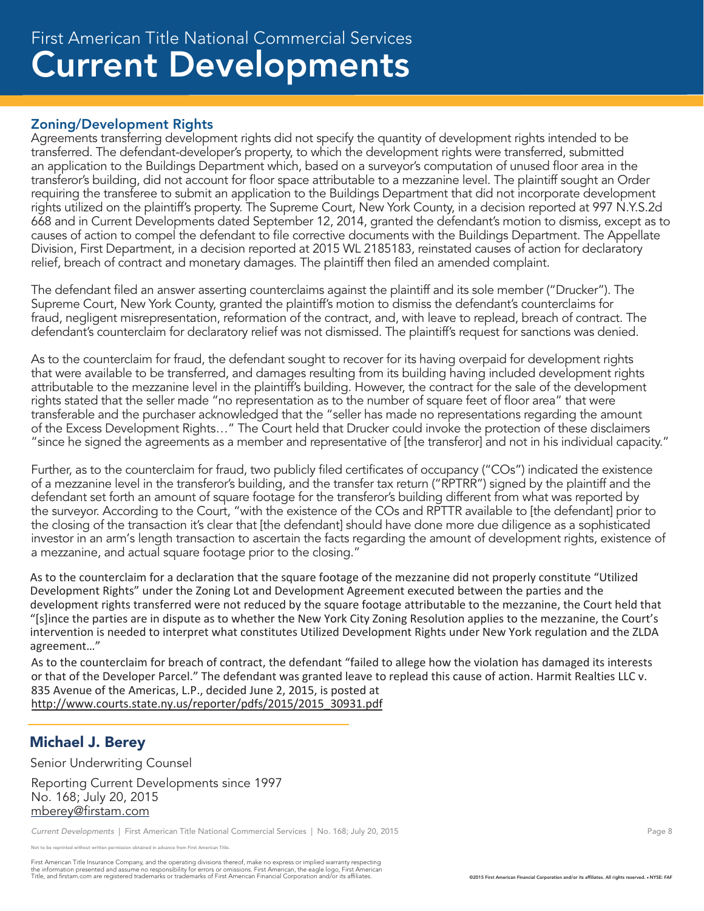# First American Title National Commercial Services
# Current Developments

## Zoning/Development Rights

Agreements transferring development rights did not specify the quantity of development rights intended to be transferred. The defendant-developer's property, to which the development rights were transferred, submitted an application to the Buildings Department which, based on a surveyor's computation of unused floor area in the transferor's building, did not account for floor space attributable to a mezzanine level. The plaintiff sought an Order requiring the transferee to submit an application to the Buildings Department that did not incorporate development rights utilized on the plaintiff's property. The Supreme Court, New York County, in a decision reported at 997 N.Y.S.2d 668 and in Current Developments dated September 12, 2014, granted the defendant's motion to dismiss, except as to causes of action to compel the defendant to file corrective documents with the Buildings Department. The Appellate Division, First Department, in a decision reported at 2015 WL 2185183, reinstated causes of action for declaratory relief, breach of contract and monetary damages. The plaintiff then filed an amended complaint.

The defendant filed an answer asserting counterclaims against the plaintiff and its sole member ("Drucker"). The Supreme Court, New York County, granted the plaintiff's motion to dismiss the defendant's counterclaims for fraud, negligent misrepresentation, reformation of the contract, and, with leave to replead, breach of contract. The defendant's counterclaim for declaratory relief was not dismissed. The plaintiff's request for sanctions was denied.

As to the counterclaim for fraud, the defendant sought to recover for its having overpaid for development rights that were available to be transferred, and damages resulting from its building having included development rights attributable to the mezzanine level in the plaintiff's building. However, the contract for the sale of the development rights stated that the seller made "no representation as to the number of square feet of floor area" that were transferable and the purchaser acknowledged that the "seller has made no representations regarding the amount of the Excess Development Rights…" The Court held that Drucker could invoke the protection of these disclaimers "since he signed the agreements as a member and representative of [the transferor] and not in his individual capacity."

Further, as to the counterclaim for fraud, two publicly filed certificates of occupancy ("COs") indicated the existence of a mezzanine level in the transferor's building, and the transfer tax return ("RPTRR") signed by the plaintiff and the defendant set forth an amount of square footage for the transferor's building different from what was reported by the surveyor. According to the Court, "with the existence of the COs and RPTTR available to [the defendant] prior to the closing of the transaction it's clear that [the defendant] should have done more due diligence as a sophisticated investor in an arm's length transaction to ascertain the facts regarding the amount of development rights, existence of a mezzanine, and actual square footage prior to the closing."

As to the counterclaim for a declaration that the square footage of the mezzanine did not properly constitute "Utilized Development Rights" under the Zoning Lot and Development Agreement executed between the parties and the development rights transferred were not reduced by the square footage attributable to the mezzanine, the Court held that "[s]ince the parties are in dispute as to whether the New York City Zoning Resolution applies to the mezzanine, the Court's intervention is needed to interpret what constitutes Utilized Development Rights under New York regulation and the ZLDA agreement…"

As to the counterclaim for breach of contract, the defendant "failed to allege how the violation has damaged its interests or that of the Developer Parcel." The defendant was granted leave to replead this cause of action. Harmit Realties LLC v. 835 Avenue of the Americas, L.P., decided June 2, 2015, is posted at http://www.courts.state.ny.us/reporter/pdfs/2015/2015_30931.pdf

---

## Michael J. Berey

Senior Underwriting Counsel

Reporting Current Developments since 1997
No. 168; July 20, 2015
mberey@firstam.com

Not to be reprinted without written permission obtained in advance from First American Title.

First American Title Insurance Company, and the operating divisions thereof, make no express or implied warranty respecting the information presented and assume no responsibility for errors or omissions. First American, the eagle logo, First American Title, and firstam.com are registered trademarks or trademarks of First American Financial Corporation and/or its affiliates.

©2015 First American Financial Corporation and/or its affiliates. All rights reserved. ▪ NYSE: FAF